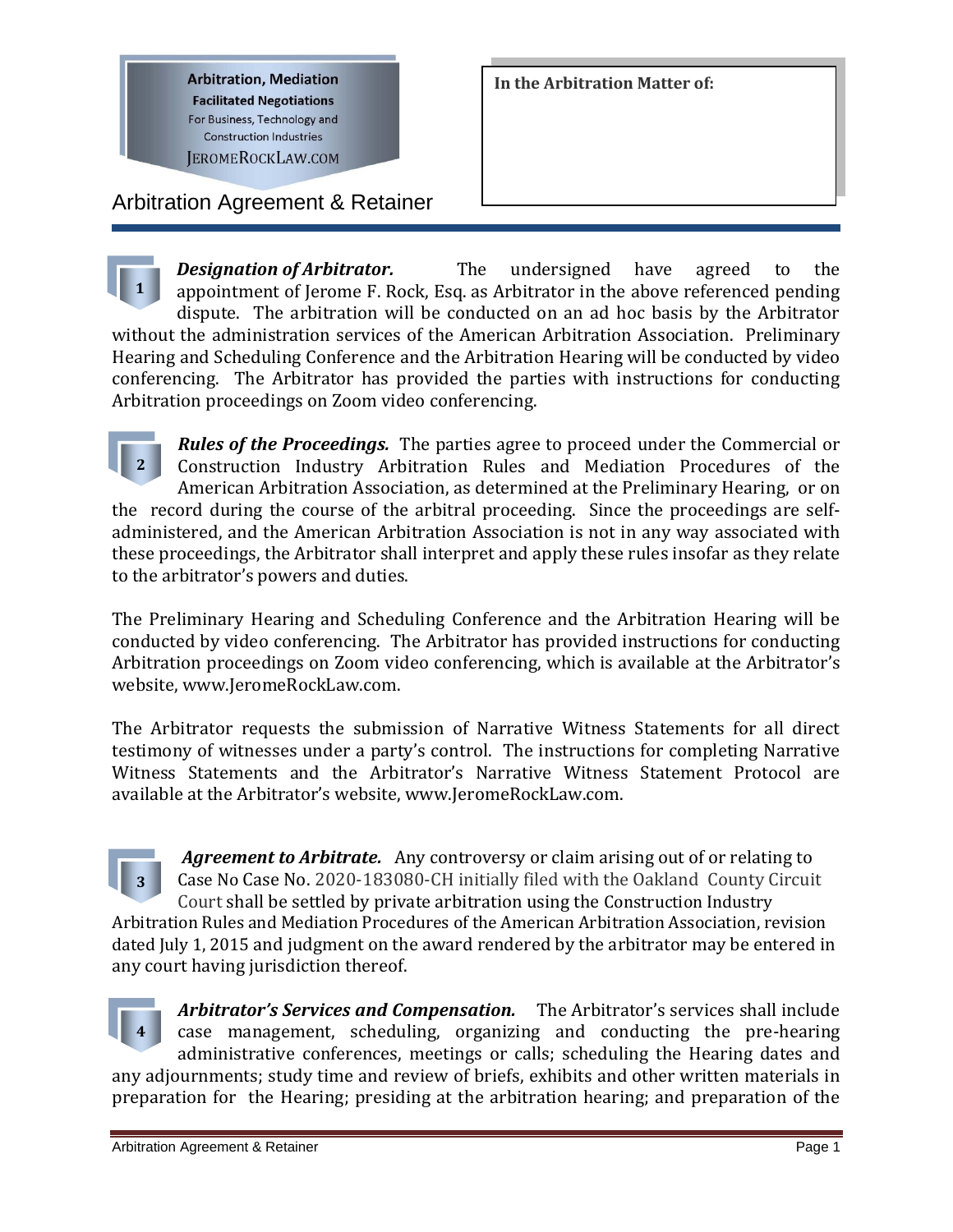Arbitration, Mediation
Facilitated Negotiations
For Business, Technology and Construction Industries
JEROMEROCKLAW.COM

**In the Arbitration Matter of:**

# Arbitration Agreement & Retainer

**1** ***Designation of Arbitrator.*** The undersigned have agreed to the appointment of Jerome F. Rock, Esq. as Arbitrator in the above referenced pending dispute. The arbitration will be conducted on an ad hoc basis by the Arbitrator without the administration services of the American Arbitration Association. Preliminary Hearing and Scheduling Conference and the Arbitration Hearing will be conducted by video conferencing. The Arbitrator has provided the parties with instructions for conducting Arbitration proceedings on Zoom video conferencing.

**2** ***Rules of the Proceedings.*** The parties agree to proceed under the Commercial or Construction Industry Arbitration Rules and Mediation Procedures of the American Arbitration Association, as determined at the Preliminary Hearing, or on the record during the course of the arbitral proceeding. Since the proceedings are self-administered, and the American Arbitration Association is not in any way associated with these proceedings, the Arbitrator shall interpret and apply these rules insofar as they relate to the arbitrator's powers and duties.

The Preliminary Hearing and Scheduling Conference and the Arbitration Hearing will be conducted by video conferencing. The Arbitrator has provided instructions for conducting Arbitration proceedings on Zoom video conferencing, which is available at the Arbitrator's website, www.JeromeRockLaw.com.

The Arbitrator requests the submission of Narrative Witness Statements for all direct testimony of witnesses under a party's control. The instructions for completing Narrative Witness Statements and the Arbitrator's Narrative Witness Statement Protocol are available at the Arbitrator's website, www.JeromeRockLaw.com.

**3** ***Agreement to Arbitrate.*** Any controversy or claim arising out of or relating to Case No Case No. 2020-183080-CH initially filed with the Oakland County Circuit Court shall be settled by private arbitration using the Construction Industry Arbitration Rules and Mediation Procedures of the American Arbitration Association, revision dated July 1, 2015 and judgment on the award rendered by the arbitrator may be entered in any court having jurisdiction thereof.

**4** ***Arbitrator's Services and Compensation.*** The Arbitrator's services shall include case management, scheduling, organizing and conducting the pre-hearing administrative conferences, meetings or calls; scheduling the Hearing dates and any adjournments; study time and review of briefs, exhibits and other written materials in preparation for the Hearing; presiding at the arbitration hearing; and preparation of the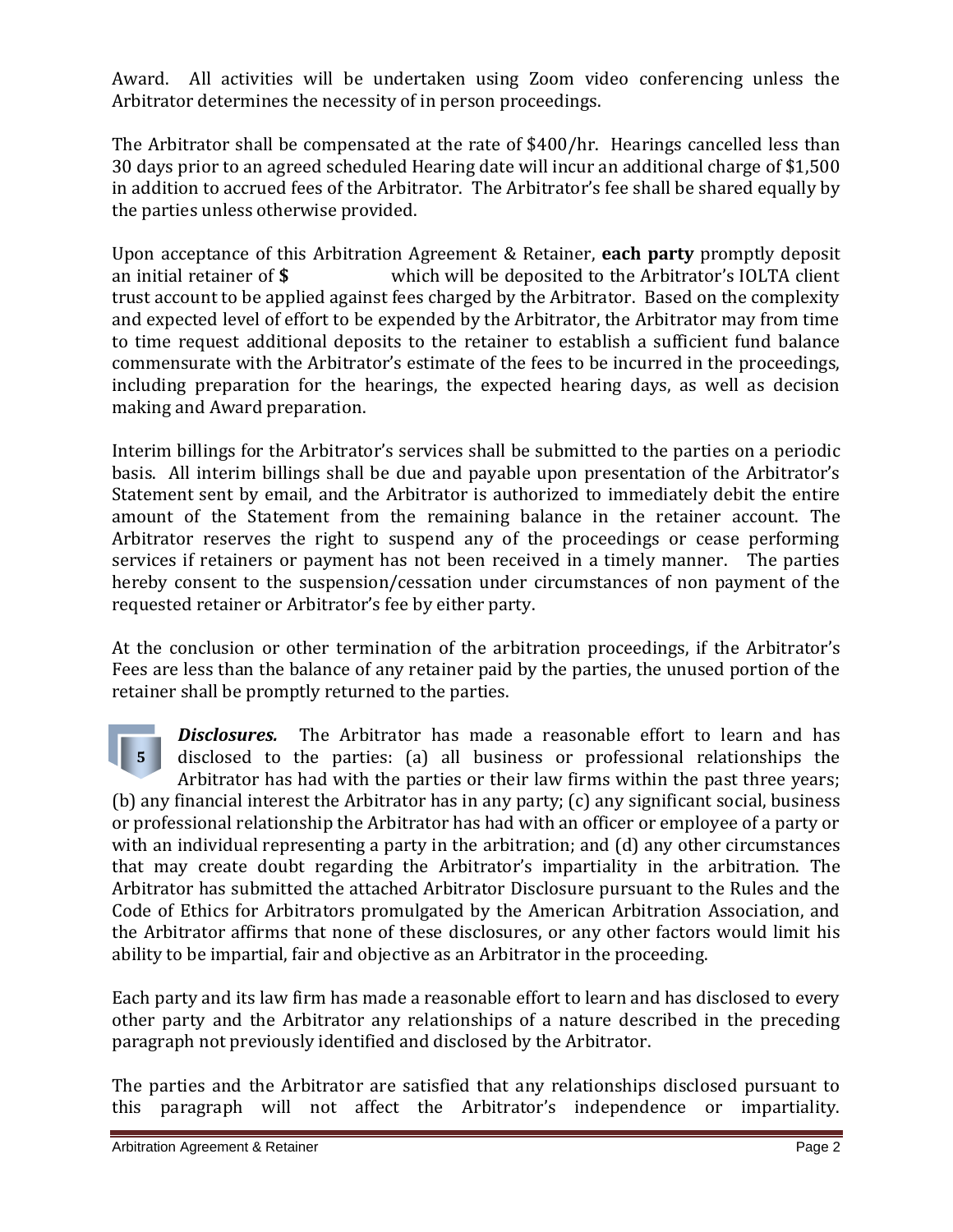Award. All activities will be undertaken using Zoom video conferencing unless the Arbitrator determines the necessity of in person proceedings.

The Arbitrator shall be compensated at the rate of $400/hr. Hearings cancelled less than 30 days prior to an agreed scheduled Hearing date will incur an additional charge of $1,500 in addition to accrued fees of the Arbitrator. The Arbitrator's fee shall be shared equally by the parties unless otherwise provided.

Upon acceptance of this Arbitration Agreement & Retainer, **each party** promptly deposit an initial retainer of **$** which will be deposited to the Arbitrator's IOLTA client trust account to be applied against fees charged by the Arbitrator. Based on the complexity and expected level of effort to be expended by the Arbitrator, the Arbitrator may from time to time request additional deposits to the retainer to establish a sufficient fund balance commensurate with the Arbitrator's estimate of the fees to be incurred in the proceedings, including preparation for the hearings, the expected hearing days, as well as decision making and Award preparation.

Interim billings for the Arbitrator's services shall be submitted to the parties on a periodic basis. All interim billings shall be due and payable upon presentation of the Arbitrator's Statement sent by email, and the Arbitrator is authorized to immediately debit the entire amount of the Statement from the remaining balance in the retainer account. The Arbitrator reserves the right to suspend any of the proceedings or cease performing services if retainers or payment has not been received in a timely manner. The parties hereby consent to the suspension/cessation under circumstances of non payment of the requested retainer or Arbitrator's fee by either party.

At the conclusion or other termination of the arbitration proceedings, if the Arbitrator's Fees are less than the balance of any retainer paid by the parties, the unused portion of the retainer shall be promptly returned to the parties.

**5** ***Disclosures.*** The Arbitrator has made a reasonable effort to learn and has disclosed to the parties: (a) all business or professional relationships the Arbitrator has had with the parties or their law firms within the past three years; (b) any financial interest the Arbitrator has in any party; (c) any significant social, business or professional relationship the Arbitrator has had with an officer or employee of a party or with an individual representing a party in the arbitration; and (d) any other circumstances that may create doubt regarding the Arbitrator's impartiality in the arbitration. The Arbitrator has submitted the attached Arbitrator Disclosure pursuant to the Rules and the Code of Ethics for Arbitrators promulgated by the American Arbitration Association, and the Arbitrator affirms that none of these disclosures, or any other factors would limit his ability to be impartial, fair and objective as an Arbitrator in the proceeding.

Each party and its law firm has made a reasonable effort to learn and has disclosed to every other party and the Arbitrator any relationships of a nature described in the preceding paragraph not previously identified and disclosed by the Arbitrator.

The parties and the Arbitrator are satisfied that any relationships disclosed pursuant to this paragraph will not affect the Arbitrator's independence or impartiality.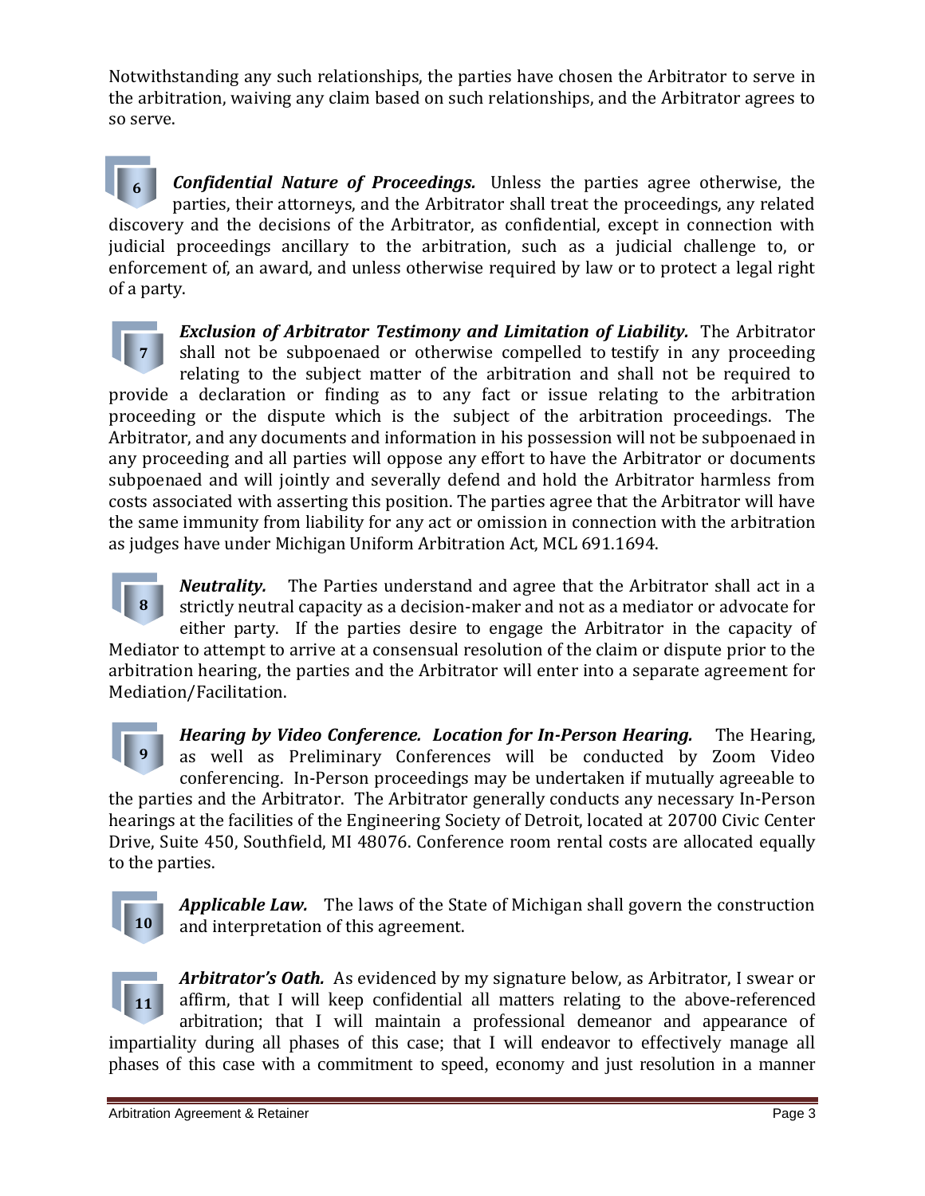Notwithstanding any such relationships, the parties have chosen the Arbitrator to serve in the arbitration, waiving any claim based on such relationships, and the Arbitrator agrees to so serve.

**6** ***Confidential Nature of Proceedings.*** Unless the parties agree otherwise, the parties, their attorneys, and the Arbitrator shall treat the proceedings, any related discovery and the decisions of the Arbitrator, as confidential, except in connection with judicial proceedings ancillary to the arbitration, such as a judicial challenge to, or enforcement of, an award, and unless otherwise required by law or to protect a legal right of a party.

**7** ***Exclusion of Arbitrator Testimony and Limitation of Liability.*** The Arbitrator shall not be subpoenaed or otherwise compelled to testify in any proceeding relating to the subject matter of the arbitration and shall not be required to provide a declaration or finding as to any fact or issue relating to the arbitration proceeding or the dispute which is the subject of the arbitration proceedings. The Arbitrator, and any documents and information in his possession will not be subpoenaed in any proceeding and all parties will oppose any effort to have the Arbitrator or documents subpoenaed and will jointly and severally defend and hold the Arbitrator harmless from costs associated with asserting this position. The parties agree that the Arbitrator will have the same immunity from liability for any act or omission in connection with the arbitration as judges have under Michigan Uniform Arbitration Act, MCL 691.1694.

**8** ***Neutrality.*** The Parties understand and agree that the Arbitrator shall act in a strictly neutral capacity as a decision-maker and not as a mediator or advocate for either party. If the parties desire to engage the Arbitrator in the capacity of Mediator to attempt to arrive at a consensual resolution of the claim or dispute prior to the arbitration hearing, the parties and the Arbitrator will enter into a separate agreement for Mediation/Facilitation.

**9** ***Hearing by Video Conference. Location for In-Person Hearing.*** The Hearing, as well as Preliminary Conferences will be conducted by Zoom Video conferencing. In-Person proceedings may be undertaken if mutually agreeable to the parties and the Arbitrator. The Arbitrator generally conducts any necessary In-Person hearings at the facilities of the Engineering Society of Detroit, located at 20700 Civic Center Drive, Suite 450, Southfield, MI 48076. Conference room rental costs are allocated equally to the parties.

**10** ***Applicable Law.*** The laws of the State of Michigan shall govern the construction and interpretation of this agreement.

**11** ***Arbitrator's Oath.*** As evidenced by my signature below, as Arbitrator, I swear or affirm, that I will keep confidential all matters relating to the above-referenced arbitration; that I will maintain a professional demeanor and appearance of impartiality during all phases of this case; that I will endeavor to effectively manage all phases of this case with a commitment to speed, economy and just resolution in a manner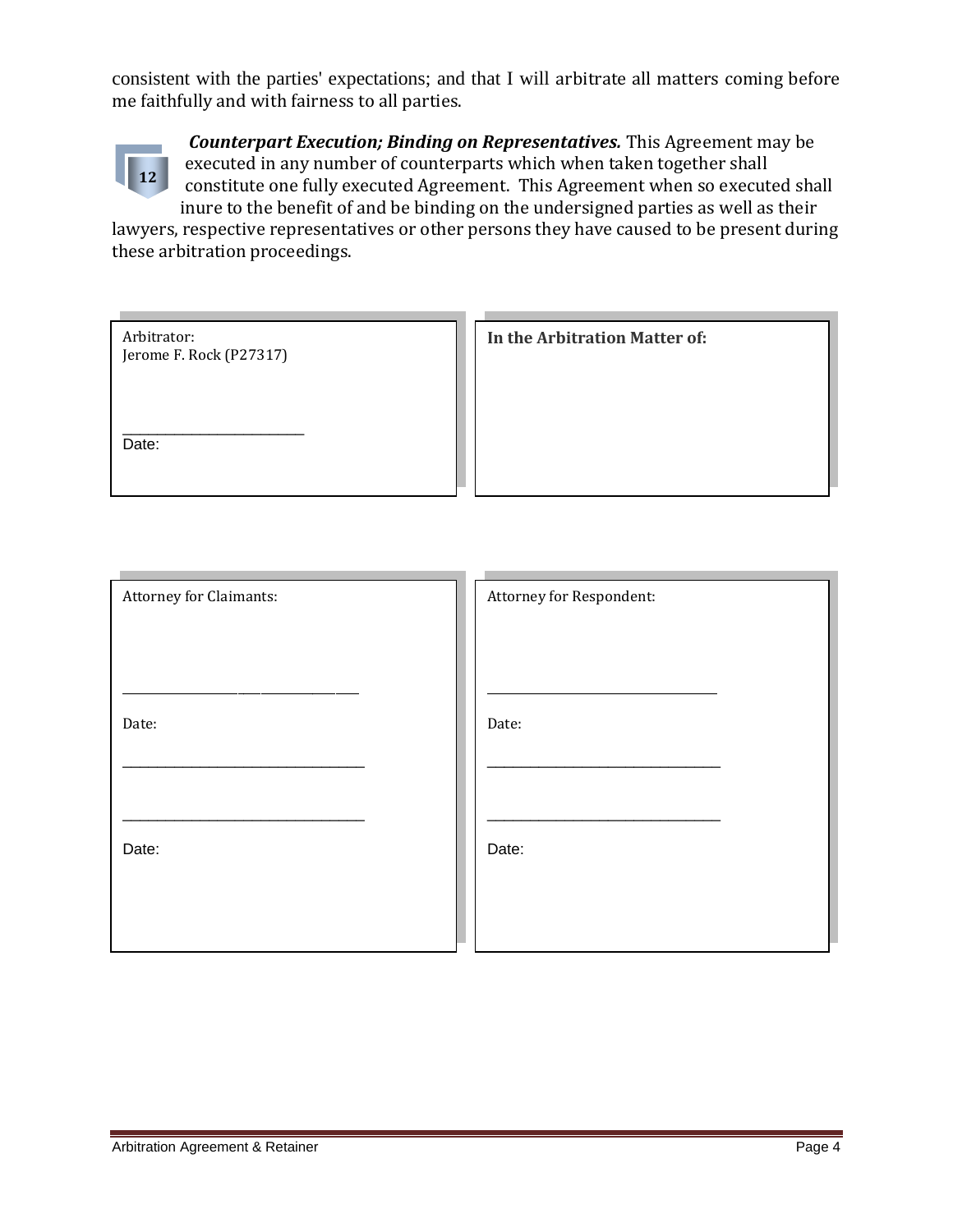consistent with the parties' expectations; and that I will arbitrate all matters coming before me faithfully and with fairness to all parties.

**12** ***Counterpart Execution; Binding on Representatives.*** This Agreement may be executed in any number of counterparts which when taken together shall constitute one fully executed Agreement. This Agreement when so executed shall inure to the benefit of and be binding on the undersigned parties as well as their lawyers, respective representatives or other persons they have caused to be present during these arbitration proceedings.

| Arbitrator: Jerome F. Rock (P27317) | **In the Arbitration Matter of:** |
|---|---|
| ______________________ Date: | |

| Attorney for Claimants: | Attorney for Respondent: |
|---|---|
| ______________________ | ______________________ |
| Date: | Date: |
| ______________________ | ______________________ |
| ______________________ | ______________________ |
| Date: | Date: |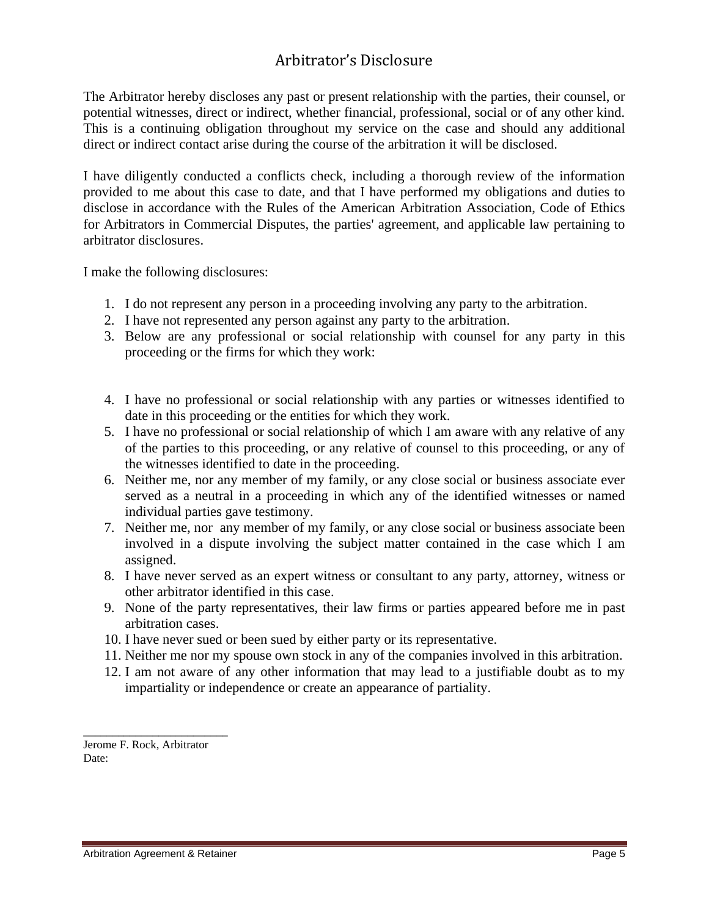# Arbitrator's Disclosure

The Arbitrator hereby discloses any past or present relationship with the parties, their counsel, or potential witnesses, direct or indirect, whether financial, professional, social or of any other kind. This is a continuing obligation throughout my service on the case and should any additional direct or indirect contact arise during the course of the arbitration it will be disclosed.

I have diligently conducted a conflicts check, including a thorough review of the information provided to me about this case to date, and that I have performed my obligations and duties to disclose in accordance with the Rules of the American Arbitration Association, Code of Ethics for Arbitrators in Commercial Disputes, the parties' agreement, and applicable law pertaining to arbitrator disclosures.

I make the following disclosures:

1. I do not represent any person in a proceeding involving any party to the arbitration.
2. I have not represented any person against any party to the arbitration.
3. Below are any professional or social relationship with counsel for any party in this proceeding or the firms for which they work:

4. I have no professional or social relationship with any parties or witnesses identified to date in this proceeding or the entities for which they work.
5. I have no professional or social relationship of which I am aware with any relative of any of the parties to this proceeding, or any relative of counsel to this proceeding, or any of the witnesses identified to date in the proceeding.
6. Neither me, nor any member of my family, or any close social or business associate ever served as a neutral in a proceeding in which any of the identified witnesses or named individual parties gave testimony.
7. Neither me, nor any member of my family, or any close social or business associate been involved in a dispute involving the subject matter contained in the case which I am assigned.
8. I have never served as an expert witness or consultant to any party, attorney, witness or other arbitrator identified in this case.
9. None of the party representatives, their law firms or parties appeared before me in past arbitration cases.
10. I have never sued or been sued by either party or its representative.
11. Neither me nor my spouse own stock in any of the companies involved in this arbitration.
12. I am not aware of any other information that may lead to a justifiable doubt as to my impartiality or independence or create an appearance of partiality.

\_\_\_\_\_\_\_\_\_\_\_\_\_\_\_\_\_\_\_\_\_\_\_\_

Jerome F. Rock, Arbitrator

Date: